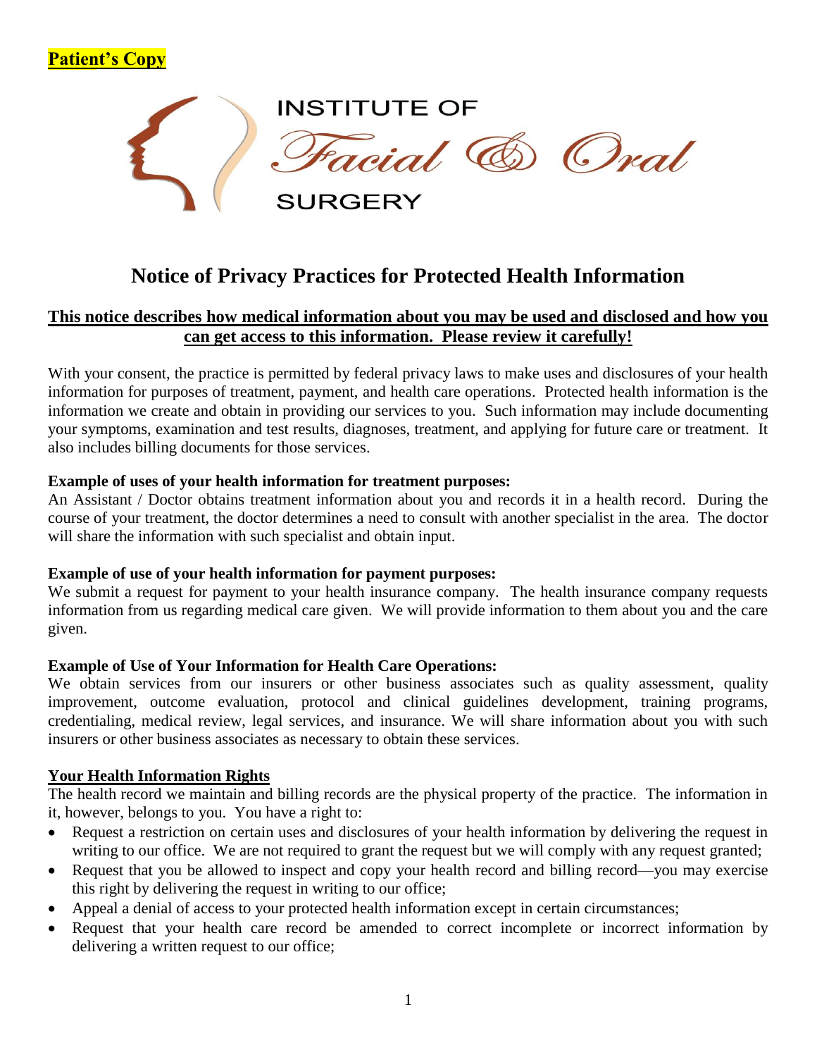**Patient's Copy**

INSTITUTE OF
*Facial & Oral*
SURGERY

# Notice of Privacy Practices for Protected Health Information

**This notice describes how medical information about you may be used and disclosed and how you can get access to this information. Please review it carefully!**

With your consent, the practice is permitted by federal privacy laws to make uses and disclosures of your health information for purposes of treatment, payment, and health care operations. Protected health information is the information we create and obtain in providing our services to you. Such information may include documenting your symptoms, examination and test results, diagnoses, treatment, and applying for future care or treatment. It also includes billing documents for those services.

**Example of uses of your health information for treatment purposes:**
An Assistant / Doctor obtains treatment information about you and records it in a health record. During the course of your treatment, the doctor determines a need to consult with another specialist in the area. The doctor will share the information with such specialist and obtain input.

**Example of use of your health information for payment purposes:**
We submit a request for payment to your health insurance company. The health insurance company requests information from us regarding medical care given. We will provide information to them about you and the care given.

**Example of Use of Your Information for Health Care Operations:**
We obtain services from our insurers or other business associates such as quality assessment, quality improvement, outcome evaluation, protocol and clinical guidelines development, training programs, credentialing, medical review, legal services, and insurance. We will share information about you with such insurers or other business associates as necessary to obtain these services.

**Your Health Information Rights**

The health record we maintain and billing records are the physical property of the practice. The information in it, however, belongs to you. You have a right to:

- Request a restriction on certain uses and disclosures of your health information by delivering the request in writing to our office. We are not required to grant the request but we will comply with any request granted;
- Request that you be allowed to inspect and copy your health record and billing record—you may exercise this right by delivering the request in writing to our office;
- Appeal a denial of access to your protected health information except in certain circumstances;
- Request that your health care record be amended to correct incomplete or incorrect information by delivering a written request to our office;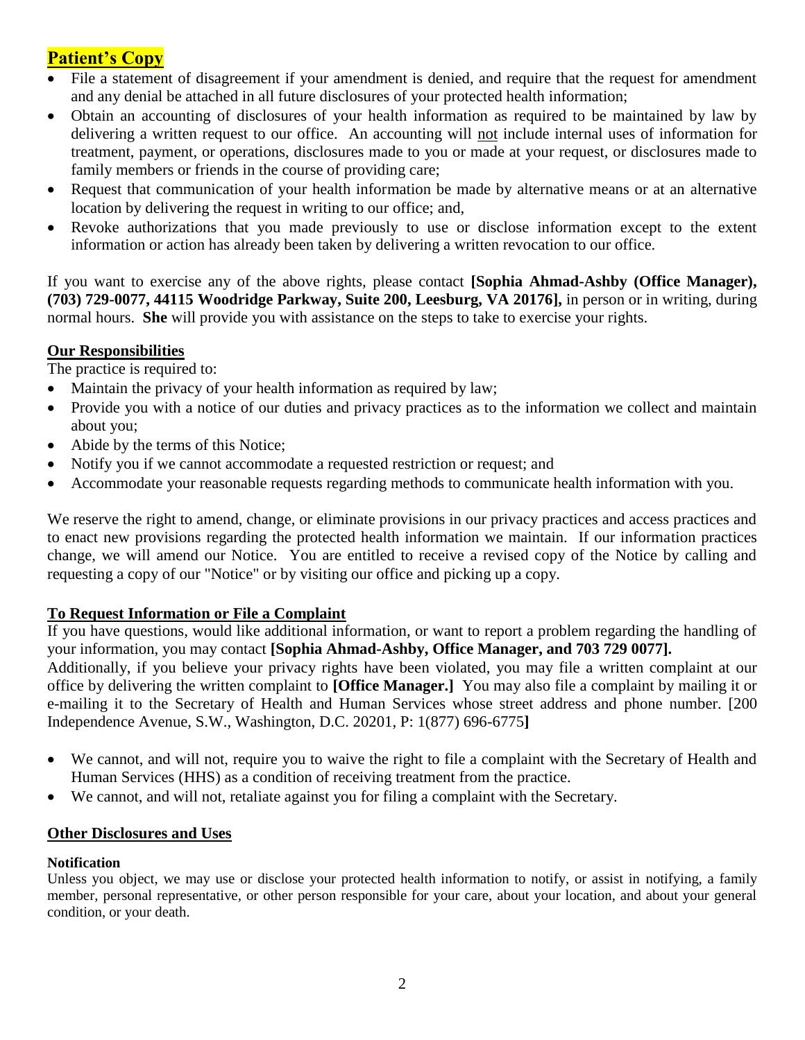## Patient's Copy

- File a statement of disagreement if your amendment is denied, and require that the request for amendment and any denial be attached in all future disclosures of your protected health information;
- Obtain an accounting of disclosures of your health information as required to be maintained by law by delivering a written request to our office. An accounting will not include internal uses of information for treatment, payment, or operations, disclosures made to you or made at your request, or disclosures made to family members or friends in the course of providing care;
- Request that communication of your health information be made by alternative means or at an alternative location by delivering the request in writing to our office; and,
- Revoke authorizations that you made previously to use or disclose information except to the extent information or action has already been taken by delivering a written revocation to our office.

If you want to exercise any of the above rights, please contact **[Sophia Ahmad-Ashby (Office Manager), (703) 729-0077, 44115 Woodridge Parkway, Suite 200, Leesburg, VA 20176],** in person or in writing, during normal hours. **She** will provide you with assistance on the steps to take to exercise your rights.

### Our Responsibilities

The practice is required to:

- Maintain the privacy of your health information as required by law;
- Provide you with a notice of our duties and privacy practices as to the information we collect and maintain about you;
- Abide by the terms of this Notice;
- Notify you if we cannot accommodate a requested restriction or request; and
- Accommodate your reasonable requests regarding methods to communicate health information with you.

We reserve the right to amend, change, or eliminate provisions in our privacy practices and access practices and to enact new provisions regarding the protected health information we maintain. If our information practices change, we will amend our Notice. You are entitled to receive a revised copy of the Notice by calling and requesting a copy of our "Notice" or by visiting our office and picking up a copy.

### To Request Information or File a Complaint

If you have questions, would like additional information, or want to report a problem regarding the handling of your information, you may contact **[Sophia Ahmad-Ashby, Office Manager, and 703 729 0077].**

Additionally, if you believe your privacy rights have been violated, you may file a written complaint at our office by delivering the written complaint to **[Office Manager.]** You may also file a complaint by mailing it or e-mailing it to the Secretary of Health and Human Services whose street address and phone number. [200 Independence Avenue, S.W., Washington, D.C. 20201, P: 1(877) 696-6775**]**

- We cannot, and will not, require you to waive the right to file a complaint with the Secretary of Health and Human Services (HHS) as a condition of receiving treatment from the practice.
- We cannot, and will not, retaliate against you for filing a complaint with the Secretary.

### Other Disclosures and Uses

**Notification**

Unless you object, we may use or disclose your protected health information to notify, or assist in notifying, a family member, personal representative, or other person responsible for your care, about your location, and about your general condition, or your death.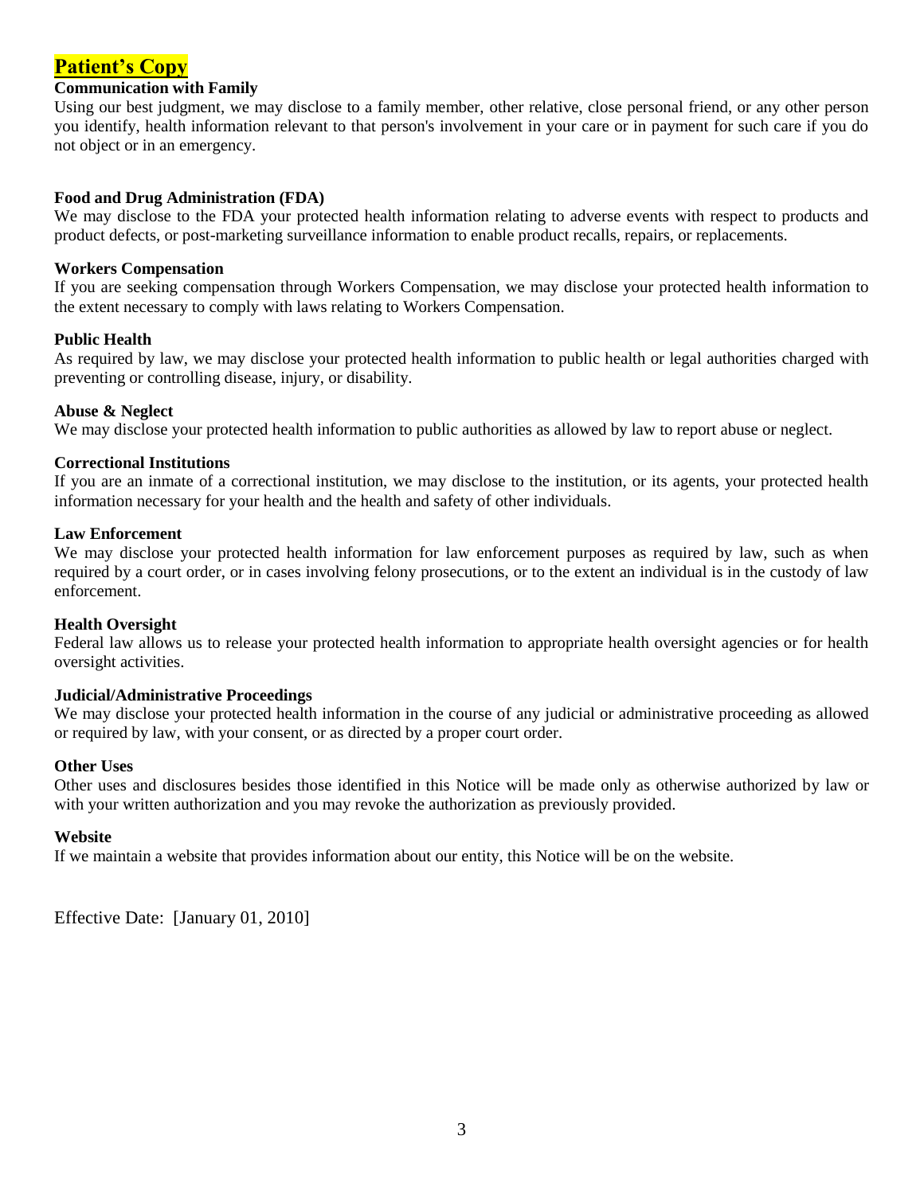## Patient's Copy

**Communication with Family**

Using our best judgment, we may disclose to a family member, other relative, close personal friend, or any other person you identify, health information relevant to that person's involvement in your care or in payment for such care if you do not object or in an emergency.

**Food and Drug Administration (FDA)**

We may disclose to the FDA your protected health information relating to adverse events with respect to products and product defects, or post-marketing surveillance information to enable product recalls, repairs, or replacements.

**Workers Compensation**

If you are seeking compensation through Workers Compensation, we may disclose your protected health information to the extent necessary to comply with laws relating to Workers Compensation.

**Public Health**

As required by law, we may disclose your protected health information to public health or legal authorities charged with preventing or controlling disease, injury, or disability.

**Abuse & Neglect**

We may disclose your protected health information to public authorities as allowed by law to report abuse or neglect.

**Correctional Institutions**

If you are an inmate of a correctional institution, we may disclose to the institution, or its agents, your protected health information necessary for your health and the health and safety of other individuals.

**Law Enforcement**

We may disclose your protected health information for law enforcement purposes as required by law, such as when required by a court order, or in cases involving felony prosecutions, or to the extent an individual is in the custody of law enforcement.

**Health Oversight**

Federal law allows us to release your protected health information to appropriate health oversight agencies or for health oversight activities.

**Judicial/Administrative Proceedings**

We may disclose your protected health information in the course of any judicial or administrative proceeding as allowed or required by law, with your consent, or as directed by a proper court order.

**Other Uses**

Other uses and disclosures besides those identified in this Notice will be made only as otherwise authorized by law or with your written authorization and you may revoke the authorization as previously provided.

**Website**

If we maintain a website that provides information about our entity, this Notice will be on the website.

Effective Date: [January 01, 2010]